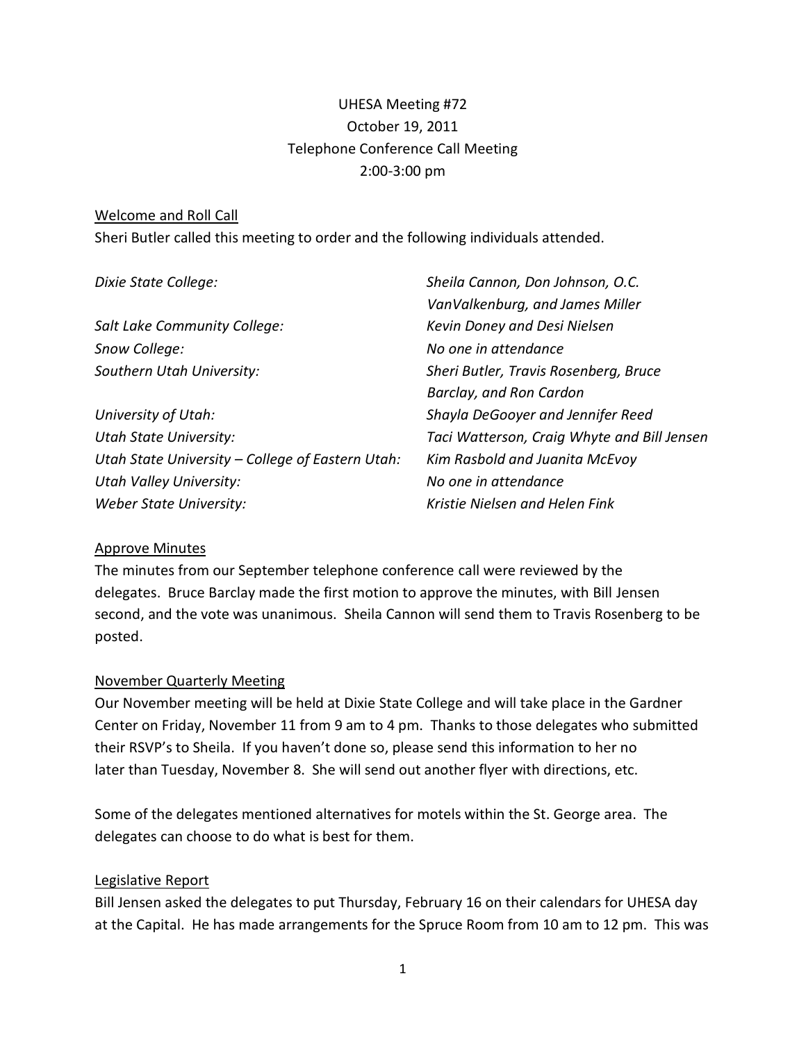UHESA Meeting #72
October 19, 2011
Telephone Conference Call Meeting
2:00-3:00 pm

## Welcome and Roll Call

Sheri Butler called this meeting to order and the following individuals attended.

| | |
|---|---|
| *Dixie State College:* | *Sheila Cannon, Don Johnson, O.C. VanValkenburg, and James Miller* |
| *Salt Lake Community College:* | *Kevin Doney and Desi Nielsen* |
| *Snow College:* | *No one in attendance* |
| *Southern Utah University:* | *Sheri Butler, Travis Rosenberg, Bruce Barclay, and Ron Cardon* |
| *University of Utah:* | *Shayla DeGooyer and Jennifer Reed* |
| *Utah State University:* | *Taci Watterson, Craig Whyte and Bill Jensen* |
| *Utah State University – College of Eastern Utah:* | *Kim Rasbold and Juanita McEvoy* |
| *Utah Valley University:* | *No one in attendance* |
| *Weber State University:* | *Kristie Nielsen and Helen Fink* |

## Approve Minutes

The minutes from our September telephone conference call were reviewed by the delegates. Bruce Barclay made the first motion to approve the minutes, with Bill Jensen second, and the vote was unanimous. Sheila Cannon will send them to Travis Rosenberg to be posted.

## November Quarterly Meeting

Our November meeting will be held at Dixie State College and will take place in the Gardner Center on Friday, November 11 from 9 am to 4 pm. Thanks to those delegates who submitted their RSVP's to Sheila. If you haven't done so, please send this information to her no later than Tuesday, November 8. She will send out another flyer with directions, etc.

Some of the delegates mentioned alternatives for motels within the St. George area. The delegates can choose to do what is best for them.

## Legislative Report

Bill Jensen asked the delegates to put Thursday, February 16 on their calendars for UHESA day at the Capital. He has made arrangements for the Spruce Room from 10 am to 12 pm. This was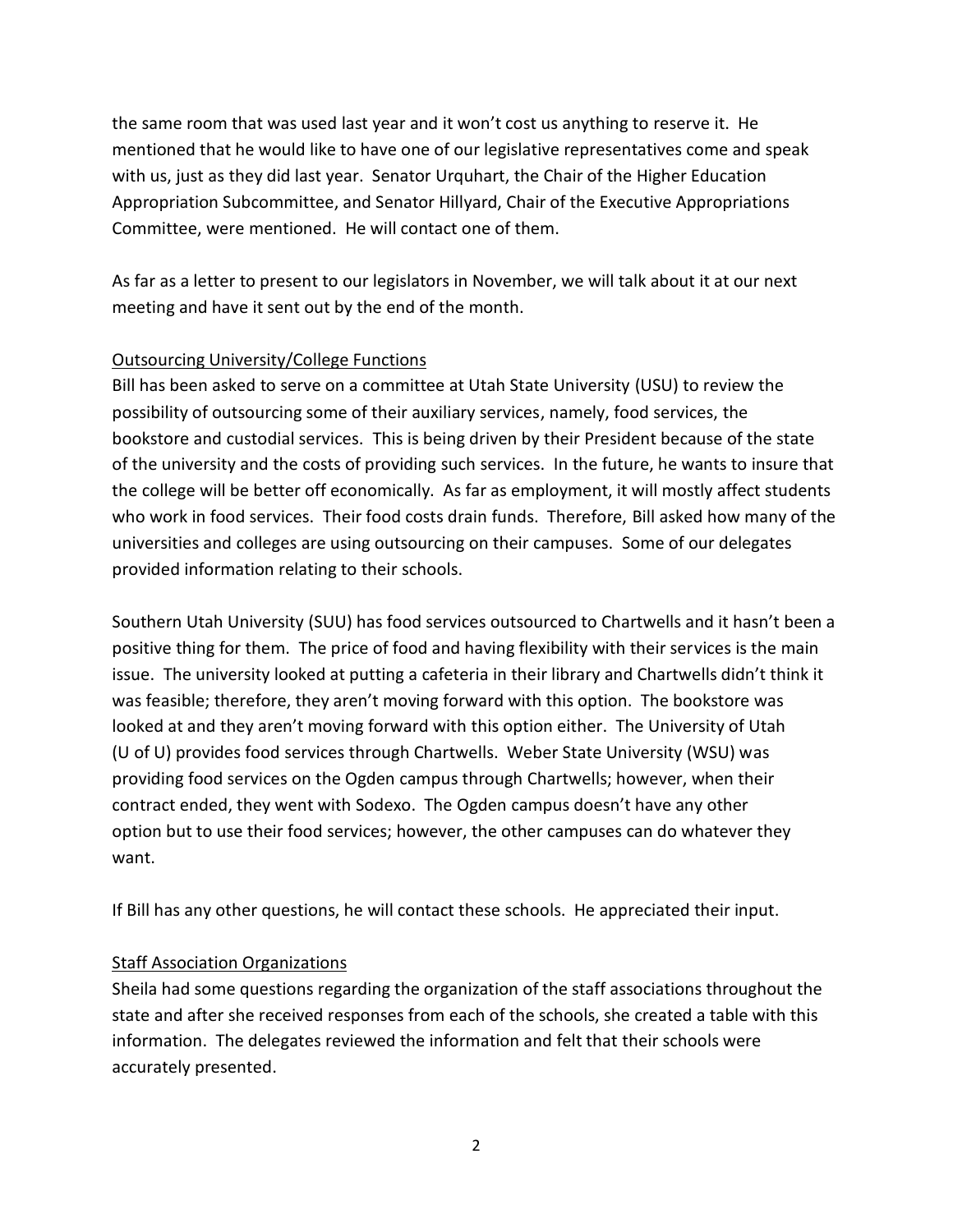the same room that was used last year and it won't cost us anything to reserve it. He mentioned that he would like to have one of our legislative representatives come and speak with us, just as they did last year. Senator Urquhart, the Chair of the Higher Education Appropriation Subcommittee, and Senator Hillyard, Chair of the Executive Appropriations Committee, were mentioned. He will contact one of them.

As far as a letter to present to our legislators in November, we will talk about it at our next meeting and have it sent out by the end of the month.

Outsourcing University/College Functions

Bill has been asked to serve on a committee at Utah State University (USU) to review the possibility of outsourcing some of their auxiliary services, namely, food services, the bookstore and custodial services. This is being driven by their President because of the state of the university and the costs of providing such services. In the future, he wants to insure that the college will be better off economically. As far as employment, it will mostly affect students who work in food services. Their food costs drain funds. Therefore, Bill asked how many of the universities and colleges are using outsourcing on their campuses. Some of our delegates provided information relating to their schools.

Southern Utah University (SUU) has food services outsourced to Chartwells and it hasn't been a positive thing for them. The price of food and having flexibility with their services is the main issue. The university looked at putting a cafeteria in their library and Chartwells didn't think it was feasible; therefore, they aren't moving forward with this option. The bookstore was looked at and they aren't moving forward with this option either. The University of Utah (U of U) provides food services through Chartwells. Weber State University (WSU) was providing food services on the Ogden campus through Chartwells; however, when their contract ended, they went with Sodexo. The Ogden campus doesn't have any other option but to use their food services; however, the other campuses can do whatever they want.

If Bill has any other questions, he will contact these schools. He appreciated their input.

Staff Association Organizations

Sheila had some questions regarding the organization of the staff associations throughout the state and after she received responses from each of the schools, she created a table with this information. The delegates reviewed the information and felt that their schools were accurately presented.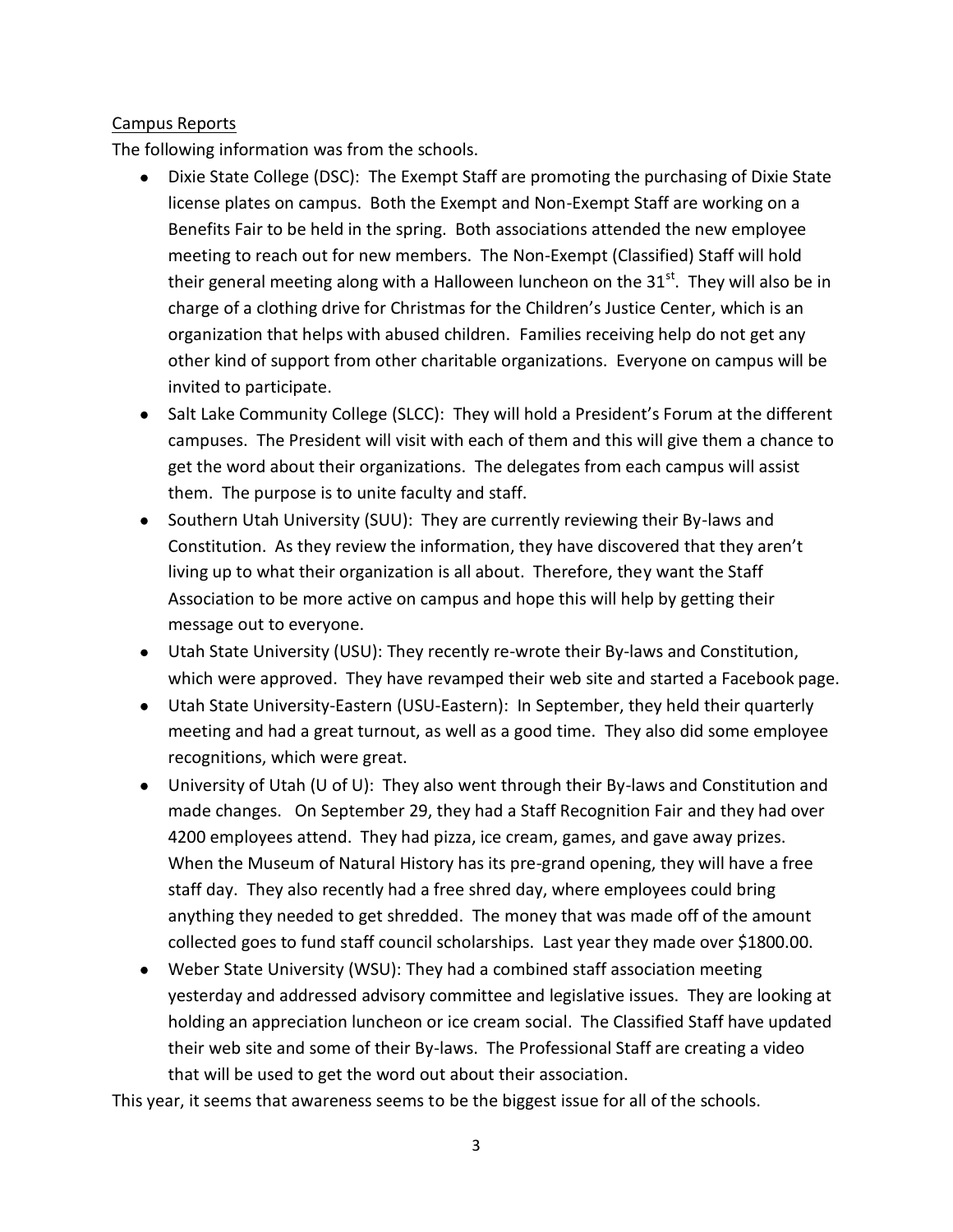Campus Reports

The following information was from the schools.

- Dixie State College (DSC): The Exempt Staff are promoting the purchasing of Dixie State license plates on campus. Both the Exempt and Non-Exempt Staff are working on a Benefits Fair to be held in the spring. Both associations attended the new employee meeting to reach out for new members. The Non-Exempt (Classified) Staff will hold their general meeting along with a Halloween luncheon on the 31st. They will also be in charge of a clothing drive for Christmas for the Children's Justice Center, which is an organization that helps with abused children. Families receiving help do not get any other kind of support from other charitable organizations. Everyone on campus will be invited to participate.
- Salt Lake Community College (SLCC): They will hold a President's Forum at the different campuses. The President will visit with each of them and this will give them a chance to get the word about their organizations. The delegates from each campus will assist them. The purpose is to unite faculty and staff.
- Southern Utah University (SUU): They are currently reviewing their By-laws and Constitution. As they review the information, they have discovered that they aren't living up to what their organization is all about. Therefore, they want the Staff Association to be more active on campus and hope this will help by getting their message out to everyone.
- Utah State University (USU): They recently re-wrote their By-laws and Constitution, which were approved. They have revamped their web site and started a Facebook page.
- Utah State University-Eastern (USU-Eastern): In September, they held their quarterly meeting and had a great turnout, as well as a good time. They also did some employee recognitions, which were great.
- University of Utah (U of U): They also went through their By-laws and Constitution and made changes. On September 29, they had a Staff Recognition Fair and they had over 4200 employees attend. They had pizza, ice cream, games, and gave away prizes. When the Museum of Natural History has its pre-grand opening, they will have a free staff day. They also recently had a free shred day, where employees could bring anything they needed to get shredded. The money that was made off of the amount collected goes to fund staff council scholarships. Last year they made over $1800.00.
- Weber State University (WSU): They had a combined staff association meeting yesterday and addressed advisory committee and legislative issues. They are looking at holding an appreciation luncheon or ice cream social. The Classified Staff have updated their web site and some of their By-laws. The Professional Staff are creating a video that will be used to get the word out about their association.

This year, it seems that awareness seems to be the biggest issue for all of the schools.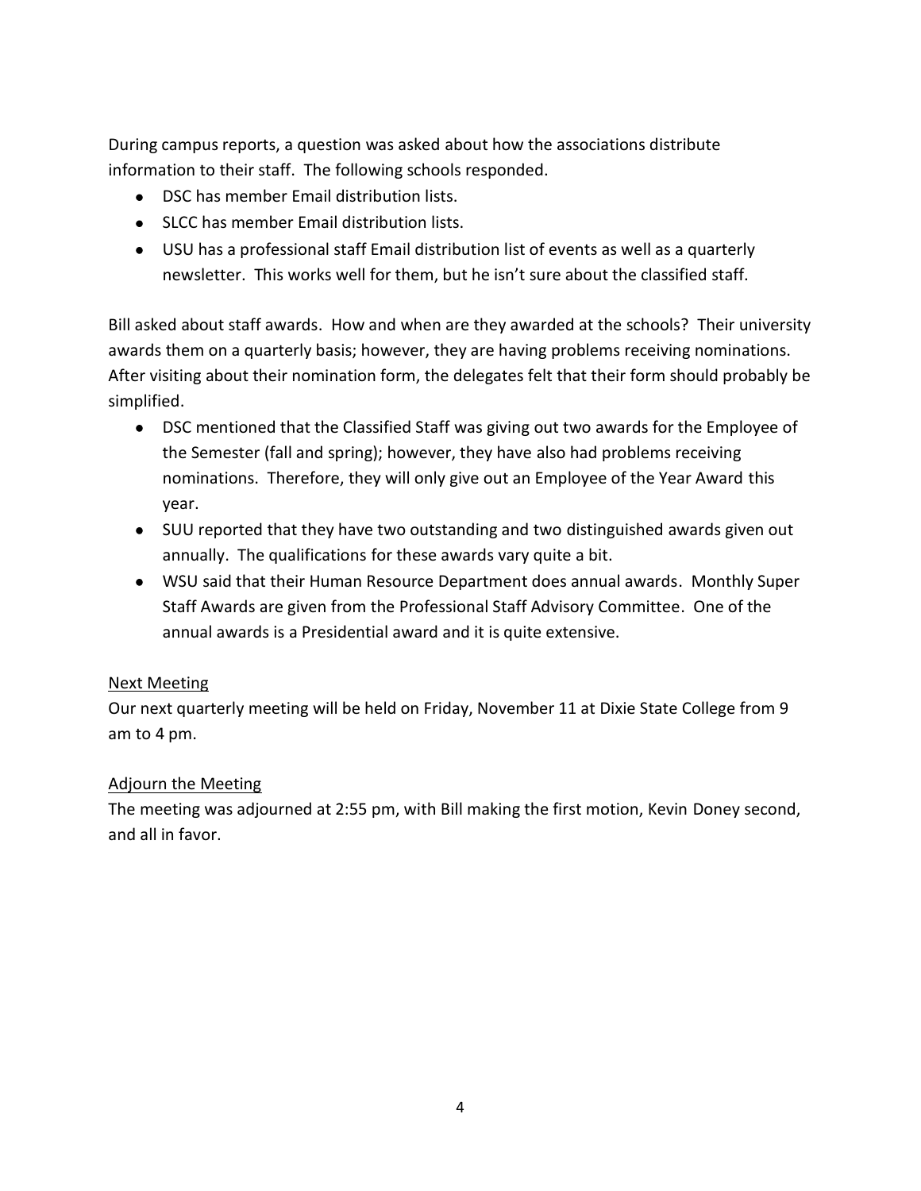During campus reports, a question was asked about how the associations distribute information to their staff. The following schools responded.

- DSC has member Email distribution lists.
- SLCC has member Email distribution lists.
- USU has a professional staff Email distribution list of events as well as a quarterly newsletter. This works well for them, but he isn't sure about the classified staff.

Bill asked about staff awards. How and when are they awarded at the schools? Their university awards them on a quarterly basis; however, they are having problems receiving nominations. After visiting about their nomination form, the delegates felt that their form should probably be simplified.

- DSC mentioned that the Classified Staff was giving out two awards for the Employee of the Semester (fall and spring); however, they have also had problems receiving nominations. Therefore, they will only give out an Employee of the Year Award this year.
- SUU reported that they have two outstanding and two distinguished awards given out annually. The qualifications for these awards vary quite a bit.
- WSU said that their Human Resource Department does annual awards. Monthly Super Staff Awards are given from the Professional Staff Advisory Committee. One of the annual awards is a Presidential award and it is quite extensive.

<u>Next Meeting</u>

Our next quarterly meeting will be held on Friday, November 11 at Dixie State College from 9 am to 4 pm.

<u>Adjourn the Meeting</u>

The meeting was adjourned at 2:55 pm, with Bill making the first motion, Kevin Doney second, and all in favor.